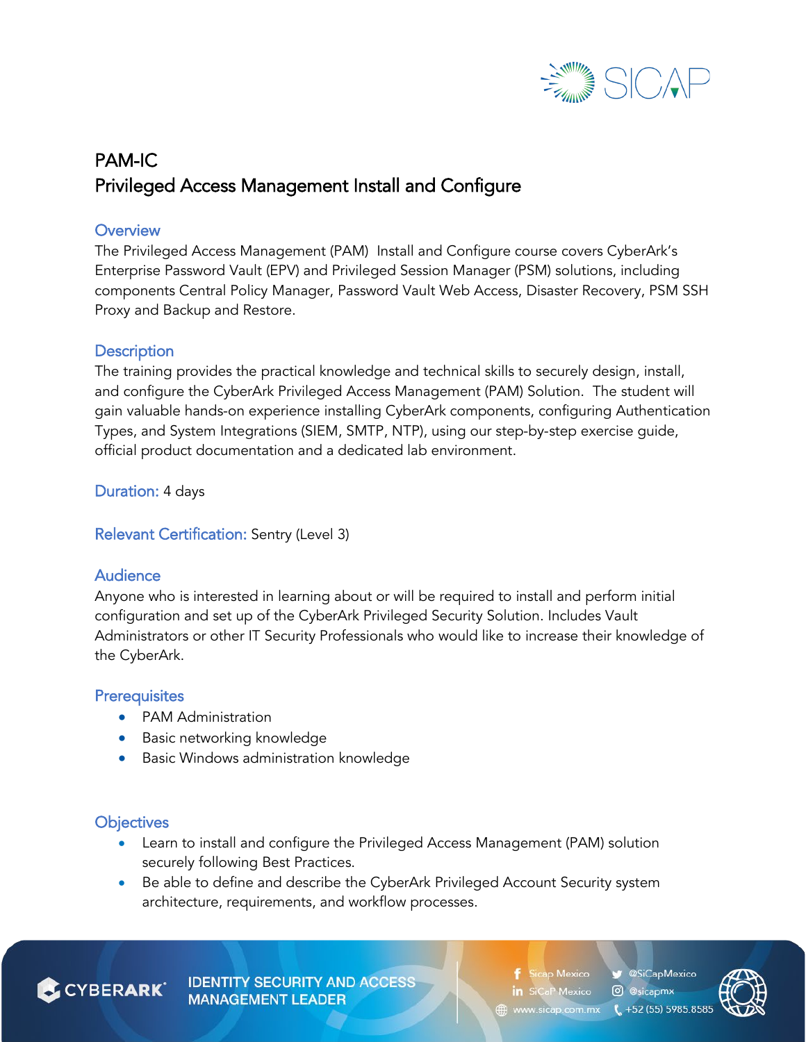# PAM-IC
# Privileged Access Management Install and Configure

## Overview

The Privileged Access Management (PAM) Install and Configure course covers CyberArk's Enterprise Password Vault (EPV) and Privileged Session Manager (PSM) solutions, including components Central Policy Manager, Password Vault Web Access, Disaster Recovery, PSM SSH Proxy and Backup and Restore.

## Description

The training provides the practical knowledge and technical skills to securely design, install, and configure the CyberArk Privileged Access Management (PAM) Solution. The student will gain valuable hands-on experience installing CyberArk components, configuring Authentication Types, and System Integrations (SIEM, SMTP, NTP), using our step-by-step exercise guide, official product documentation and a dedicated lab environment.

**Duration:** 4 days

**Relevant Certification:** Sentry (Level 3)

## Audience

Anyone who is interested in learning about or will be required to install and perform initial configuration and set up of the CyberArk Privileged Security Solution. Includes Vault Administrators or other IT Security Professionals who would like to increase their knowledge of the CyberArk.

## Prerequisites

- PAM Administration
- Basic networking knowledge
- Basic Windows administration knowledge

## Objectives

- Learn to install and configure the Privileged Access Management (PAM) solution securely following Best Practices.
- Be able to define and describe the CyberArk Privileged Account Security system architecture, requirements, and workflow processes.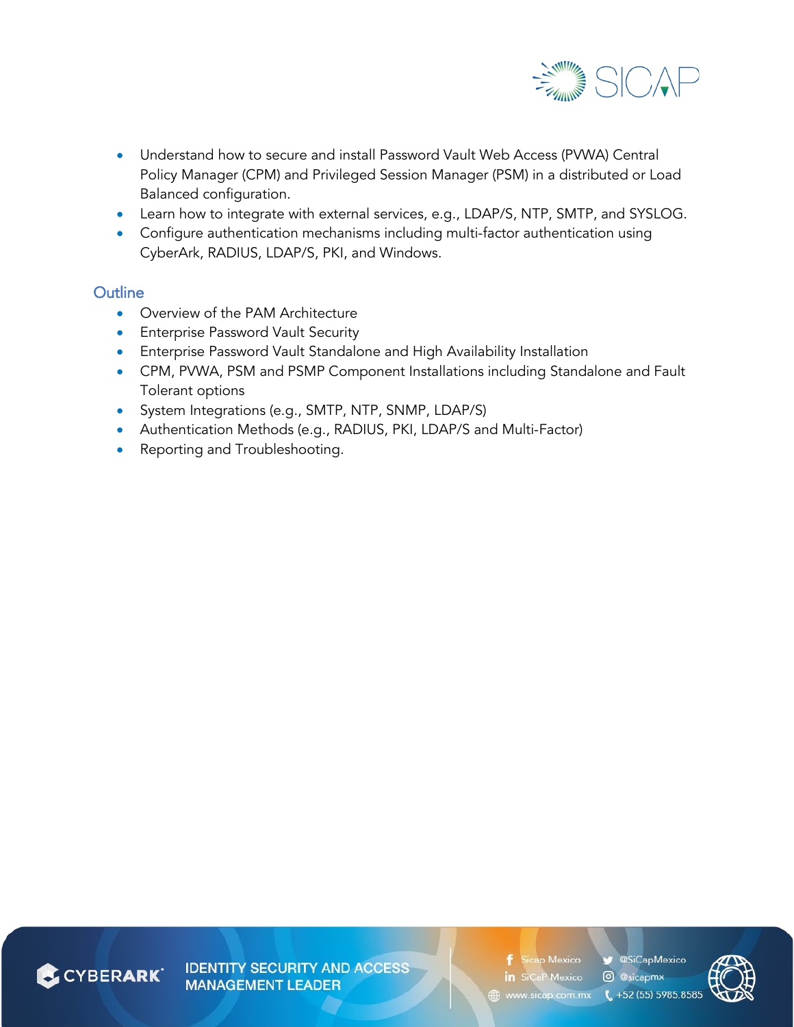- Understand how to secure and install Password Vault Web Access (PVWA) Central Policy Manager (CPM) and Privileged Session Manager (PSM) in a distributed or Load Balanced configuration.
- Learn how to integrate with external services, e.g., LDAP/S, NTP, SMTP, and SYSLOG.
- Configure authentication mechanisms including multi-factor authentication using CyberArk, RADIUS, LDAP/S, PKI, and Windows.

## Outline

- Overview of the PAM Architecture
- Enterprise Password Vault Security
- Enterprise Password Vault Standalone and High Availability Installation
- CPM, PVWA, PSM and PSMP Component Installations including Standalone and Fault Tolerant options
- System Integrations (e.g., SMTP, NTP, SNMP, LDAP/S)
- Authentication Methods (e.g., RADIUS, PKI, LDAP/S and Multi-Factor)
- Reporting and Troubleshooting.